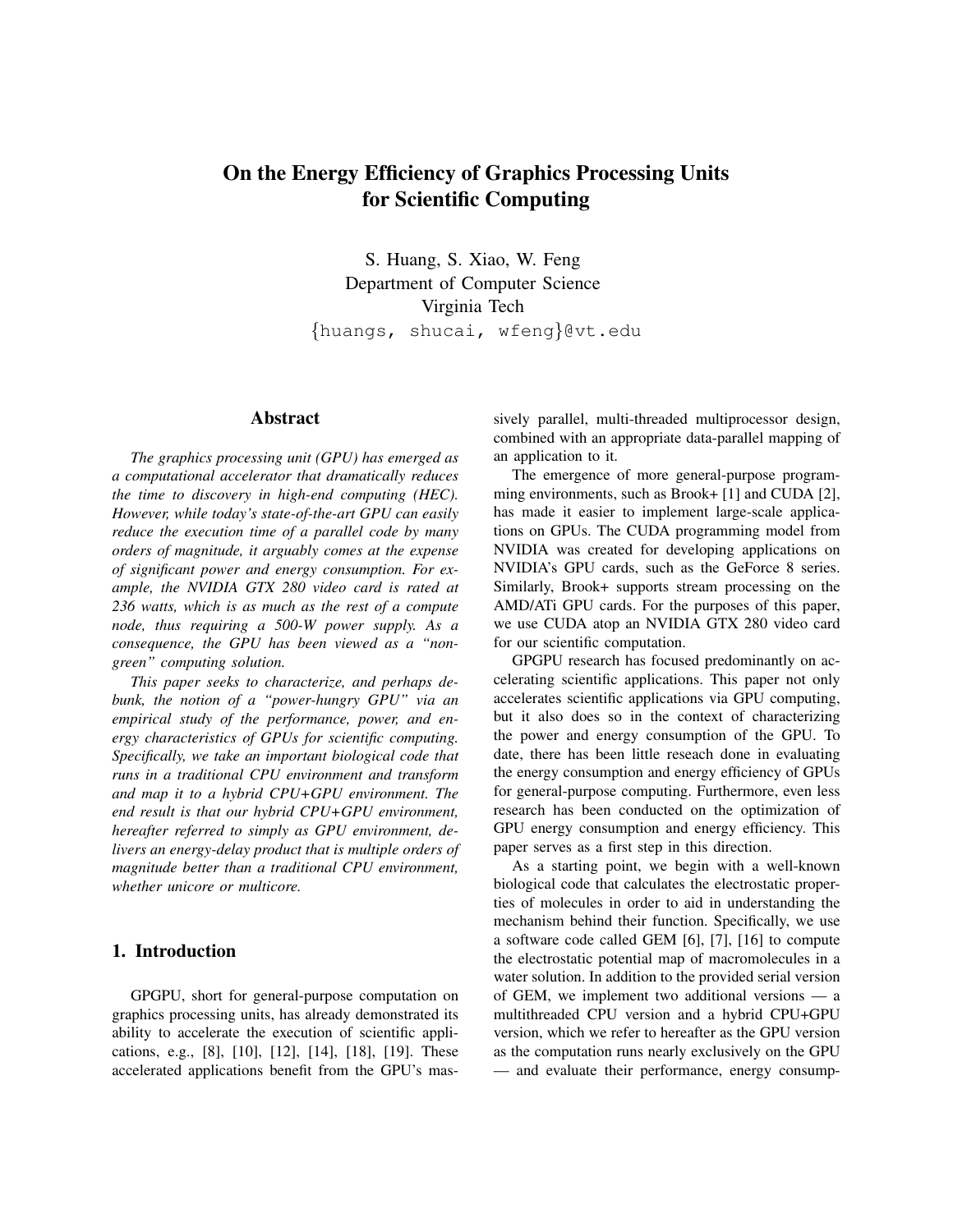# On the Energy Efficiency of Graphics Processing Units for Scientific Computing

S. Huang, S. Xiao, W. Feng
Department of Computer Science
Virginia Tech
{huangs, shucai, wfeng}@vt.edu

## Abstract

*The graphics processing unit (GPU) has emerged as a computational accelerator that dramatically reduces the time to discovery in high-end computing (HEC). However, while today's state-of-the-art GPU can easily reduce the execution time of a parallel code by many orders of magnitude, it arguably comes at the expense of significant power and energy consumption. For example, the NVIDIA GTX 280 video card is rated at 236 watts, which is as much as the rest of a compute node, thus requiring a 500-W power supply. As a consequence, the GPU has been viewed as a "non-green" computing solution.*

*This paper seeks to characterize, and perhaps debunk, the notion of a "power-hungry GPU" via an empirical study of the performance, power, and energy characteristics of GPUs for scientific computing. Specifically, we take an important biological code that runs in a traditional CPU environment and transform and map it to a hybrid CPU+GPU environment. The end result is that our hybrid CPU+GPU environment, hereafter referred to simply as GPU environment, delivers an energy-delay product that is multiple orders of magnitude better than a traditional CPU environment, whether unicore or multicore.*

## 1. Introduction

GPGPU, short for general-purpose computation on graphics processing units, has already demonstrated its ability to accelerate the execution of scientific applications, e.g., [8], [10], [12], [14], [18], [19]. These accelerated applications benefit from the GPU's massively parallel, multi-threaded multiprocessor design, combined with an appropriate data-parallel mapping of an application to it.

The emergence of more general-purpose programming environments, such as Brook+ [1] and CUDA [2], has made it easier to implement large-scale applications on GPUs. The CUDA programming model from NVIDIA was created for developing applications on NVIDIA's GPU cards, such as the GeForce 8 series. Similarly, Brook+ supports stream processing on the AMD/ATi GPU cards. For the purposes of this paper, we use CUDA atop an NVIDIA GTX 280 video card for our scientific computation.

GPGPU research has focused predominantly on accelerating scientific applications. This paper not only accelerates scientific applications via GPU computing, but it also does so in the context of characterizing the power and energy consumption of the GPU. To date, there has been little reseach done in evaluating the energy consumption and energy efficiency of GPUs for general-purpose computing. Furthermore, even less research has been conducted on the optimization of GPU energy consumption and energy efficiency. This paper serves as a first step in this direction.

As a starting point, we begin with a well-known biological code that calculates the electrostatic properties of molecules in order to aid in understanding the mechanism behind their function. Specifically, we use a software code called GEM [6], [7], [16] to compute the electrostatic potential map of macromolecules in a water solution. In addition to the provided serial version of GEM, we implement two additional versions — a multithreaded CPU version and a hybrid CPU+GPU version, which we refer to hereafter as the GPU version as the computation runs nearly exclusively on the GPU — and evaluate their performance, energy consump-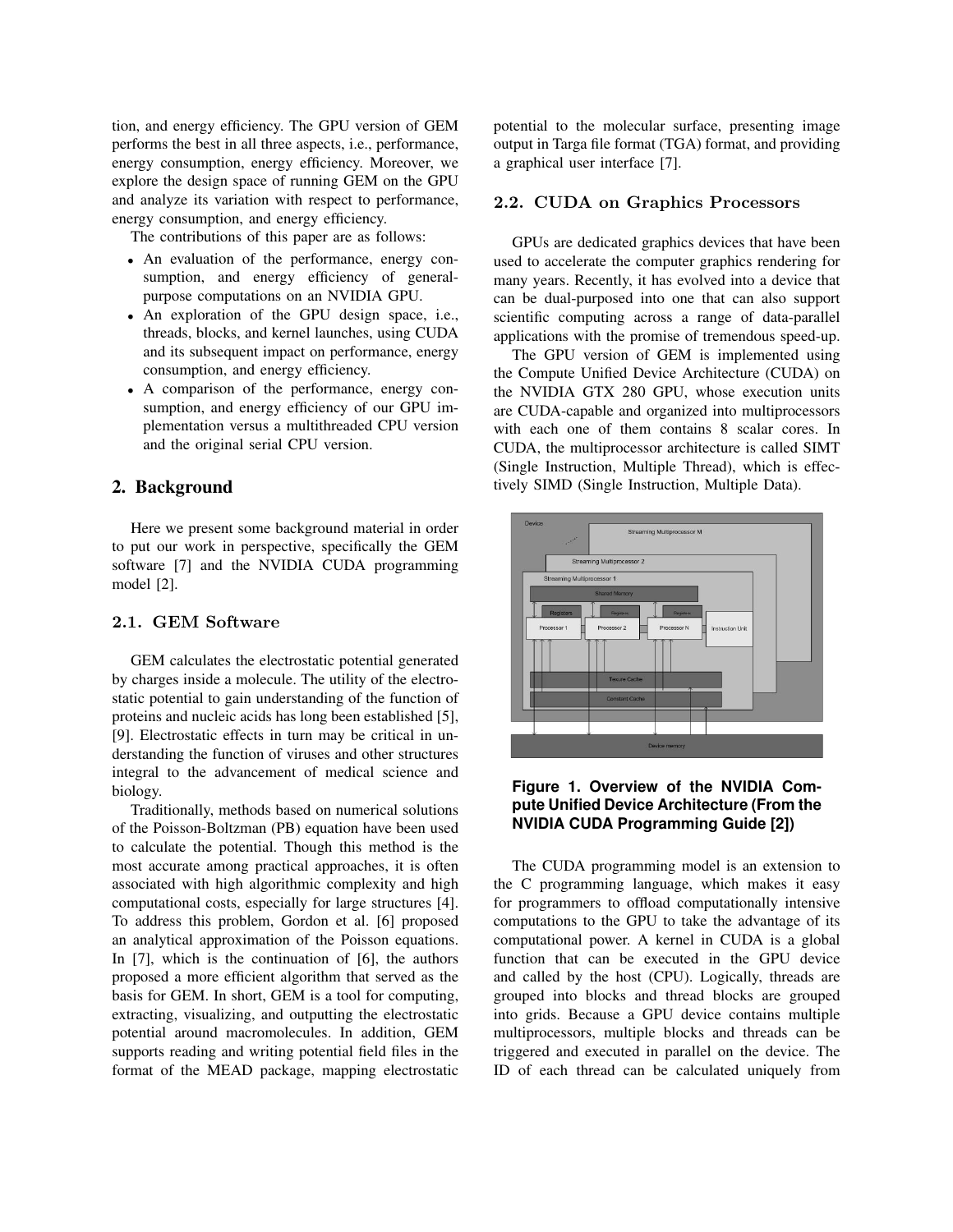tion, and energy efficiency. The GPU version of GEM performs the best in all three aspects, i.e., performance, energy consumption, energy efficiency. Moreover, we explore the design space of running GEM on the GPU and analyze its variation with respect to performance, energy consumption, and energy efficiency.

The contributions of this paper are as follows:

- An evaluation of the performance, energy consumption, and energy efficiency of general-purpose computations on an NVIDIA GPU.
- An exploration of the GPU design space, i.e., threads, blocks, and kernel launches, using CUDA and its subsequent impact on performance, energy consumption, and energy efficiency.
- A comparison of the performance, energy consumption, and energy efficiency of our GPU implementation versus a multithreaded CPU version and the original serial CPU version.

## 2. Background

Here we present some background material in order to put our work in perspective, specifically the GEM software [7] and the NVIDIA CUDA programming model [2].

### 2.1. GEM Software

GEM calculates the electrostatic potential generated by charges inside a molecule. The utility of the electrostatic potential to gain understanding of the function of proteins and nucleic acids has long been established [5], [9]. Electrostatic effects in turn may be critical in understanding the function of viruses and other structures integral to the advancement of medical science and biology.

Traditionally, methods based on numerical solutions of the Poisson-Boltzman (PB) equation have been used to calculate the potential. Though this method is the most accurate among practical approaches, it is often associated with high algorithmic complexity and high computational costs, especially for large structures [4]. To address this problem, Gordon et al. [6] proposed an analytical approximation of the Poisson equations. In [7], which is the continuation of [6], the authors proposed a more efficient algorithm that served as the basis for GEM. In short, GEM is a tool for computing, extracting, visualizing, and outputting the electrostatic potential around macromolecules. In addition, GEM supports reading and writing potential field files in the format of the MEAD package, mapping electrostatic potential to the molecular surface, presenting image output in Targa file format (TGA) format, and providing a graphical user interface [7].

### 2.2. CUDA on Graphics Processors

GPUs are dedicated graphics devices that have been used to accelerate the computer graphics rendering for many years. Recently, it has evolved into a device that can be dual-purposed into one that can also support scientific computing across a range of data-parallel applications with the promise of tremendous speed-up.

The GPU version of GEM is implemented using the Compute Unified Device Architecture (CUDA) on the NVIDIA GTX 280 GPU, whose execution units are CUDA-capable and organized into multiprocessors with each one of them contains 8 scalar cores. In CUDA, the multiprocessor architecture is called SIMT (Single Instruction, Multiple Thread), which is effectively SIMD (Single Instruction, Multiple Data).

**Figure 1. Overview of the NVIDIA Compute Unified Device Architecture (From the NVIDIA CUDA Programming Guide [2])**

The CUDA programming model is an extension to the C programming language, which makes it easy for programmers to offload computationally intensive computations to the GPU to take the advantage of its computational power. A kernel in CUDA is a global function that can be executed in the GPU device and called by the host (CPU). Logically, threads are grouped into blocks and thread blocks are grouped into grids. Because a GPU device contains multiple multiprocessors, multiple blocks and threads can be triggered and executed in parallel on the device. The ID of each thread can be calculated uniquely from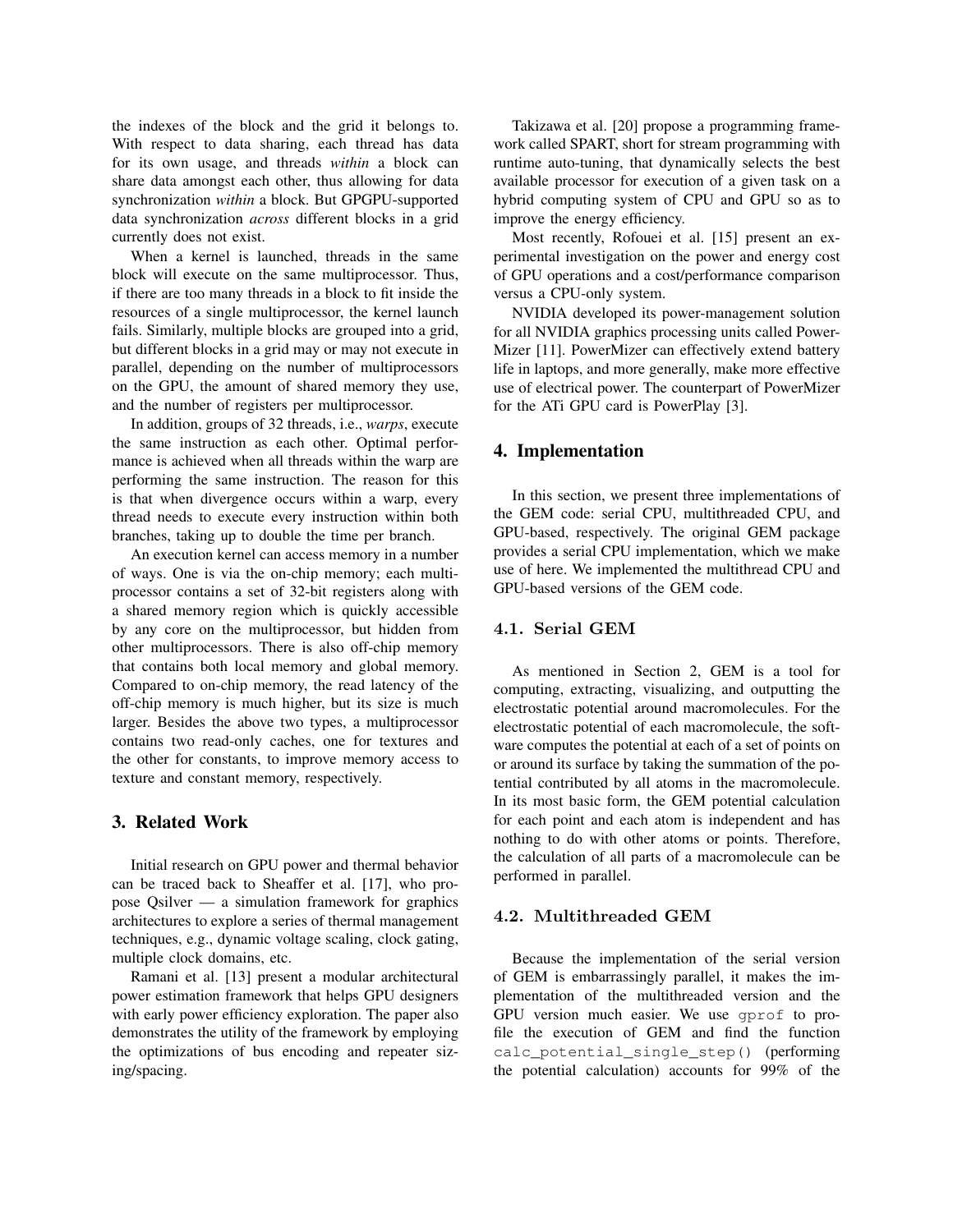the indexes of the block and the grid it belongs to. With respect to data sharing, each thread has data for its own usage, and threads *within* a block can share data amongst each other, thus allowing for data synchronization *within* a block. But GPGPU-supported data synchronization *across* different blocks in a grid currently does not exist.

When a kernel is launched, threads in the same block will execute on the same multiprocessor. Thus, if there are too many threads in a block to fit inside the resources of a single multiprocessor, the kernel launch fails. Similarly, multiple blocks are grouped into a grid, but different blocks in a grid may or may not execute in parallel, depending on the number of multiprocessors on the GPU, the amount of shared memory they use, and the number of registers per multiprocessor.

In addition, groups of 32 threads, i.e., *warps*, execute the same instruction as each other. Optimal performance is achieved when all threads within the warp are performing the same instruction. The reason for this is that when divergence occurs within a warp, every thread needs to execute every instruction within both branches, taking up to double the time per branch.

An execution kernel can access memory in a number of ways. One is via the on-chip memory; each multiprocessor contains a set of 32-bit registers along with a shared memory region which is quickly accessible by any core on the multiprocessor, but hidden from other multiprocessors. There is also off-chip memory that contains both local memory and global memory. Compared to on-chip memory, the read latency of the off-chip memory is much higher, but its size is much larger. Besides the above two types, a multiprocessor contains two read-only caches, one for textures and the other for constants, to improve memory access to texture and constant memory, respectively.

## 3. Related Work

Initial research on GPU power and thermal behavior can be traced back to Sheaffer et al. [17], who propose Qsilver — a simulation framework for graphics architectures to explore a series of thermal management techniques, e.g., dynamic voltage scaling, clock gating, multiple clock domains, etc.

Ramani et al. [13] present a modular architectural power estimation framework that helps GPU designers with early power efficiency exploration. The paper also demonstrates the utility of the framework by employing the optimizations of bus encoding and repeater sizing/spacing.

Takizawa et al. [20] propose a programming framework called SPART, short for stream programming with runtime auto-tuning, that dynamically selects the best available processor for execution of a given task on a hybrid computing system of CPU and GPU so as to improve the energy efficiency.

Most recently, Rofouei et al. [15] present an experimental investigation on the power and energy cost of GPU operations and a cost/performance comparison versus a CPU-only system.

NVIDIA developed its power-management solution for all NVIDIA graphics processing units called PowerMizer [11]. PowerMizer can effectively extend battery life in laptops, and more generally, make more effective use of electrical power. The counterpart of PowerMizer for the ATi GPU card is PowerPlay [3].

## 4. Implementation

In this section, we present three implementations of the GEM code: serial CPU, multithreaded CPU, and GPU-based, respectively. The original GEM package provides a serial CPU implementation, which we make use of here. We implemented the multithread CPU and GPU-based versions of the GEM code.

### 4.1. Serial GEM

As mentioned in Section 2, GEM is a tool for computing, extracting, visualizing, and outputting the electrostatic potential around macromolecules. For the electrostatic potential of each macromolecule, the software computes the potential at each of a set of points on or around its surface by taking the summation of the potential contributed by all atoms in the macromolecule. In its most basic form, the GEM potential calculation for each point and each atom is independent and has nothing to do with other atoms or points. Therefore, the calculation of all parts of a macromolecule can be performed in parallel.

### 4.2. Multithreaded GEM

Because the implementation of the serial version of GEM is embarrassingly parallel, it makes the implementation of the multithreaded version and the GPU version much easier. We use `gprof` to profile the execution of GEM and find the function `calc_potential_single_step()` (performing the potential calculation) accounts for 99% of the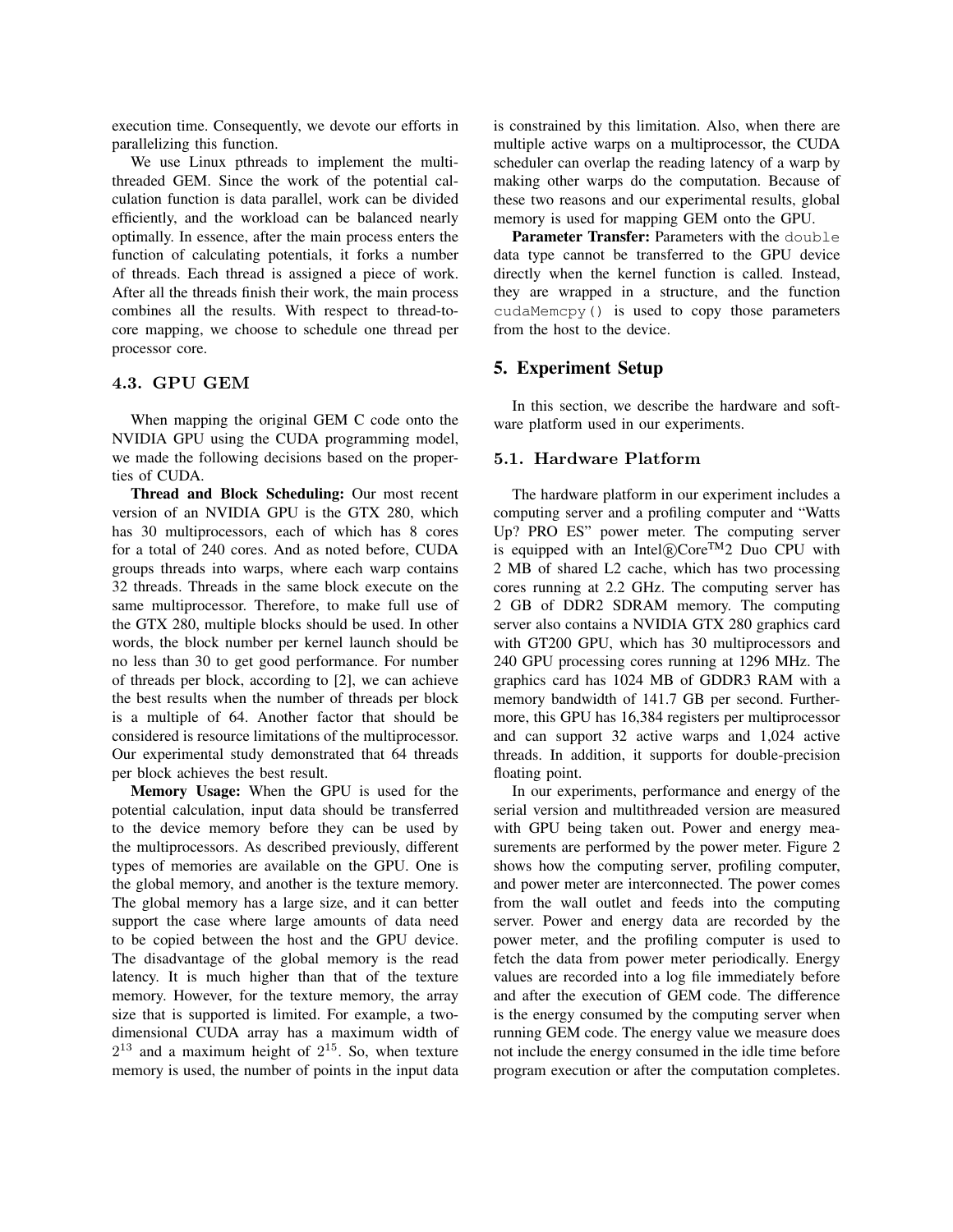execution time. Consequently, we devote our efforts in parallelizing this function.

We use Linux pthreads to implement the multi-threaded GEM. Since the work of the potential calculation function is data parallel, work can be divided efficiently, and the workload can be balanced nearly optimally. In essence, after the main process enters the function of calculating potentials, it forks a number of threads. Each thread is assigned a piece of work. After all the threads finish their work, the main process combines all the results. With respect to thread-to-core mapping, we choose to schedule one thread per processor core.

### 4.3. GPU GEM

When mapping the original GEM C code onto the NVIDIA GPU using the CUDA programming model, we made the following decisions based on the properties of CUDA.

**Thread and Block Scheduling:** Our most recent version of an NVIDIA GPU is the GTX 280, which has 30 multiprocessors, each of which has 8 cores for a total of 240 cores. And as noted before, CUDA groups threads into warps, where each warp contains 32 threads. Threads in the same block execute on the same multiprocessor. Therefore, to make full use of the GTX 280, multiple blocks should be used. In other words, the block number per kernel launch should be no less than 30 to get good performance. For number of threads per block, according to [2], we can achieve the best results when the number of threads per block is a multiple of 64. Another factor that should be considered is resource limitations of the multiprocessor. Our experimental study demonstrated that 64 threads per block achieves the best result.

**Memory Usage:** When the GPU is used for the potential calculation, input data should be transferred to the device memory before they can be used by the multiprocessors. As described previously, different types of memories are available on the GPU. One is the global memory, and another is the texture memory. The global memory has a large size, and it can better support the case where large amounts of data need to be copied between the host and the GPU device. The disadvantage of the global memory is the read latency. It is much higher than that of the texture memory. However, for the texture memory, the array size that is supported is limited. For example, a two-dimensional CUDA array has a maximum width of $2^{13}$ and a maximum height of $2^{15}$. So, when texture memory is used, the number of points in the input data is constrained by this limitation. Also, when there are multiple active warps on a multiprocessor, the CUDA scheduler can overlap the reading latency of a warp by making other warps do the computation. Because of these two reasons and our experimental results, global memory is used for mapping GEM onto the GPU.

**Parameter Transfer:** Parameters with the `double` data type cannot be transferred to the GPU device directly when the kernel function is called. Instead, they are wrapped in a structure, and the function `cudaMemcpy()` is used to copy those parameters from the host to the device.

## 5. Experiment Setup

In this section, we describe the hardware and software platform used in our experiments.

### 5.1. Hardware Platform

The hardware platform in our experiment includes a computing server and a profiling computer and "Watts Up? PRO ES" power meter. The computing server is equipped with an Intel®Core™2 Duo CPU with 2 MB of shared L2 cache, which has two processing cores running at 2.2 GHz. The computing server has 2 GB of DDR2 SDRAM memory. The computing server also contains a NVIDIA GTX 280 graphics card with GT200 GPU, which has 30 multiprocessors and 240 GPU processing cores running at 1296 MHz. The graphics card has 1024 MB of GDDR3 RAM with a memory bandwidth of 141.7 GB per second. Furthermore, this GPU has 16,384 registers per multiprocessor and can support 32 active warps and 1,024 active threads. In addition, it supports for double-precision floating point.

In our experiments, performance and energy of the serial version and multithreaded version are measured with GPU being taken out. Power and energy measurements are performed by the power meter. Figure 2 shows how the computing server, profiling computer, and power meter are interconnected. The power comes from the wall outlet and feeds into the computing server. Power and energy data are recorded by the power meter, and the profiling computer is used to fetch the data from power meter periodically. Energy values are recorded into a log file immediately before and after the execution of GEM code. The difference is the energy consumed by the computing server when running GEM code. The energy value we measure does not include the energy consumed in the idle time before program execution or after the computation completes.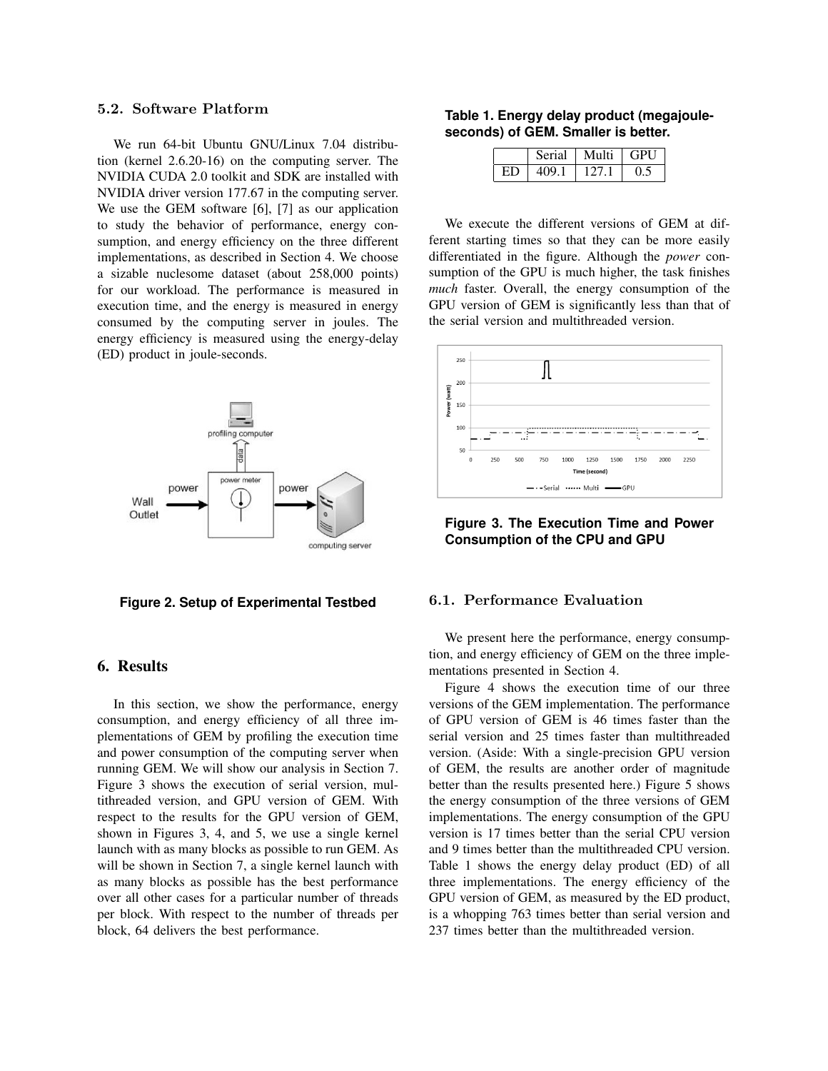### 5.2. Software Platform

We run 64-bit Ubuntu GNU/Linux 7.04 distribution (kernel 2.6.20-16) on the computing server. The NVIDIA CUDA 2.0 toolkit and SDK are installed with NVIDIA driver version 177.67 in the computing server. We use the GEM software [6], [7] as our application to study the behavior of performance, energy consumption, and energy efficiency on the three different implementations, as described in Section 4. We choose a sizable nuclesome dataset (about 258,000 points) for our workload. The performance is measured in execution time, and the energy is measured in energy consumed by the computing server in joules. The energy efficiency is measured using the energy-delay (ED) product in joule-seconds.

**Figure 2. Setup of Experimental Testbed**

## 6. Results

In this section, we show the performance, energy consumption, and energy efficiency of all three implementations of GEM by profiling the execution time and power consumption of the computing server when running GEM. We will show our analysis in Section 7. Figure 3 shows the execution of serial version, multithreaded version, and GPU version of GEM. With respect to the results for the GPU version of GEM, shown in Figures 3, 4, and 5, we use a single kernel launch with as many blocks as possible to run GEM. As will be shown in Section 7, a single kernel launch with as many blocks as possible has the best performance over all other cases for a particular number of threads per block. With respect to the number of threads per block, 64 delivers the best performance.

**Table 1. Energy delay product (megajoule-seconds) of GEM. Smaller is better.**

|  | Serial | Multi | GPU |
|---|---|---|---|
| ED | 409.1 | 127.1 | 0.5 |

We execute the different versions of GEM at different starting times so that they can be more easily differentiated in the figure. Although the *power* consumption of the GPU is much higher, the task finishes *much* faster. Overall, the energy consumption of the GPU version of GEM is significantly less than that of the serial version and multithreaded version.

**Figure 3. The Execution Time and Power Consumption of the CPU and GPU**

### 6.1. Performance Evaluation

We present here the performance, energy consumption, and energy efficiency of GEM on the three implementations presented in Section 4.

Figure 4 shows the execution time of our three versions of the GEM implementation. The performance of GPU version of GEM is 46 times faster than the serial version and 25 times faster than multithreaded version. (Aside: With a single-precision GPU version of GEM, the results are another order of magnitude better than the results presented here.) Figure 5 shows the energy consumption of the three versions of GEM implementations. The energy consumption of the GPU version is 17 times better than the serial CPU version and 9 times better than the multithreaded CPU version. Table 1 shows the energy delay product (ED) of all three implementations. The energy efficiency of the GPU version of GEM, as measured by the ED product, is a whopping 763 times better than serial version and 237 times better than the multithreaded version.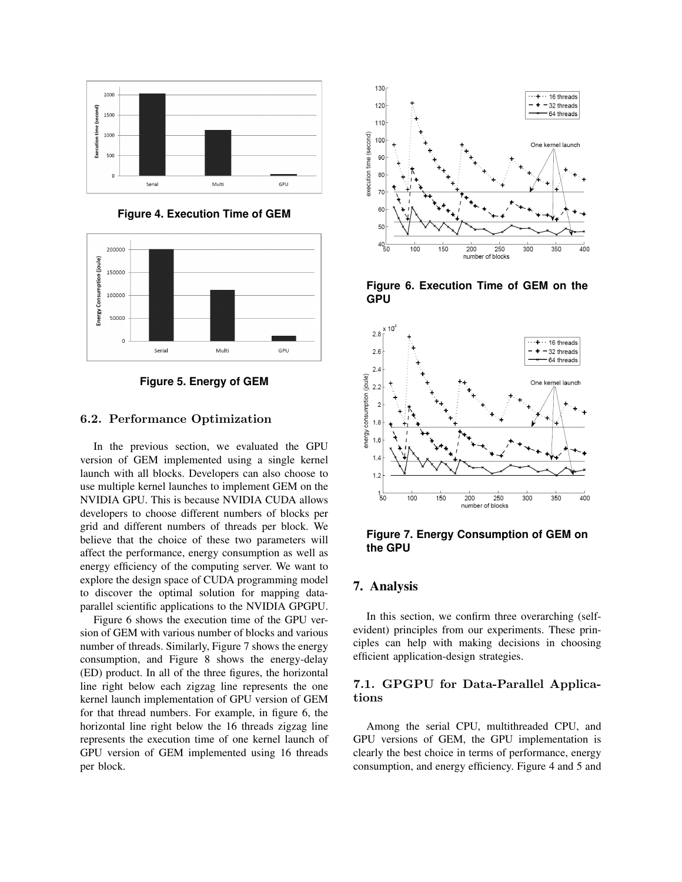Figure 4. Execution Time of GEM

Figure 5. Energy of GEM

### 6.2. Performance Optimization

In the previous section, we evaluated the GPU version of GEM implemented using a single kernel launch with all blocks. Developers can also choose to use multiple kernel launches to implement GEM on the NVIDIA GPU. This is because NVIDIA CUDA allows developers to choose different numbers of blocks per grid and different numbers of threads per block. We believe that the choice of these two parameters will affect the performance, energy consumption as well as energy efficiency of the computing server. We want to explore the design space of CUDA programming model to discover the optimal solution for mapping data-parallel scientific applications to the NVIDIA GPGPU.

Figure 6 shows the execution time of the GPU version of GEM with various number of blocks and various number of threads. Similarly, Figure 7 shows the energy consumption, and Figure 8 shows the energy-delay (ED) product. In all of the three figures, the horizontal line right below each zigzag line represents the one kernel launch implementation of GPU version of GEM for that thread numbers. For example, in figure 6, the horizontal line right below the 16 threads zigzag line represents the execution time of one kernel launch of GPU version of GEM implemented using 16 threads per block.

Figure 6. Execution Time of GEM on the GPU

Figure 7. Energy Consumption of GEM on the GPU

## 7. Analysis

In this section, we confirm three overarching (self-evident) principles from our experiments. These principles can help with making decisions in choosing efficient application-design strategies.

### 7.1. GPGPU for Data-Parallel Applications

Among the serial CPU, multithreaded CPU, and GPU versions of GEM, the GPU implementation is clearly the best choice in terms of performance, energy consumption, and energy efficiency. Figure 4 and 5 and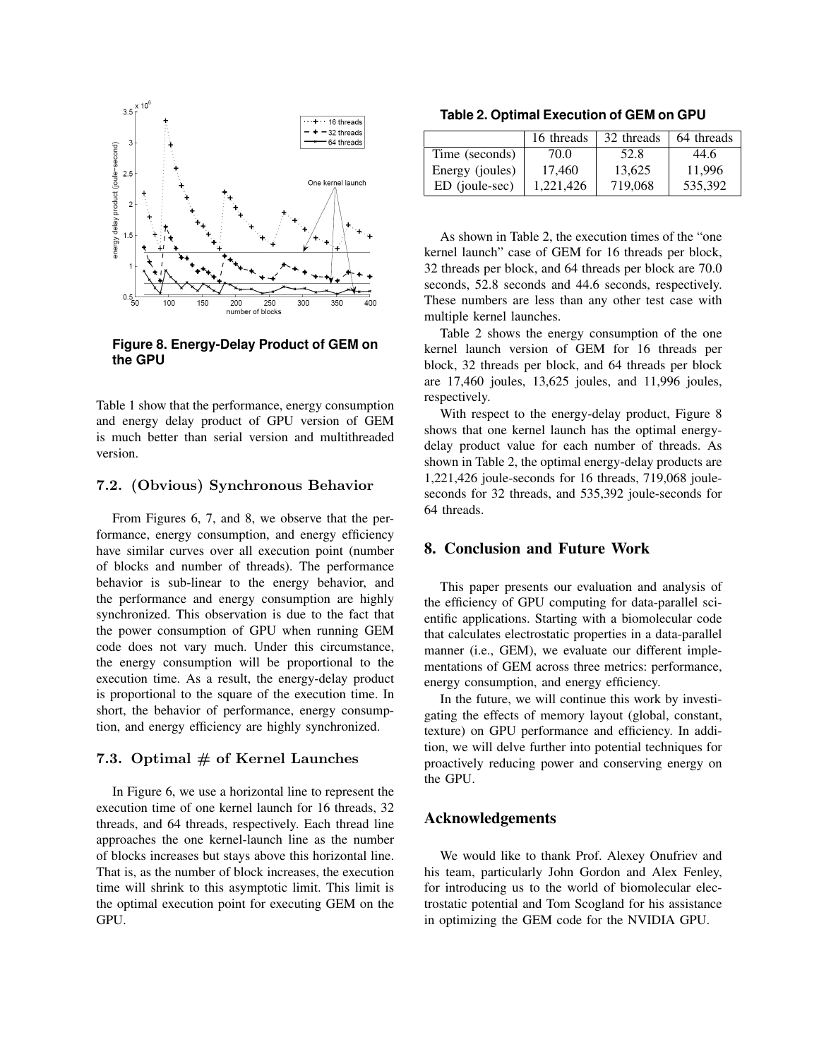**Figure 8. Energy-Delay Product of GEM on the GPU**

Table 1 show that the performance, energy consumption and energy delay product of GPU version of GEM is much better than serial version and multithreaded version.

### 7.2. (Obvious) Synchronous Behavior

From Figures 6, 7, and 8, we observe that the performance, energy consumption, and energy efficiency have similar curves over all execution point (number of blocks and number of threads). The performance behavior is sub-linear to the energy behavior, and the performance and energy consumption are highly synchronized. This observation is due to the fact that the power consumption of GPU when running GEM code does not vary much. Under this circumstance, the energy consumption will be proportional to the execution time. As a result, the energy-delay product is proportional to the square of the execution time. In short, the behavior of performance, energy consumption, and energy efficiency are highly synchronized.

### 7.3. Optimal # of Kernel Launches

In Figure 6, we use a horizontal line to represent the execution time of one kernel launch for 16 threads, 32 threads, and 64 threads, respectively. Each thread line approaches the one kernel-launch line as the number of blocks increases but stays above this horizontal line. That is, as the number of block increases, the execution time will shrink to this asymptotic limit. This limit is the optimal execution point for executing GEM on the GPU.

**Table 2. Optimal Execution of GEM on GPU**

| | 16 threads | 32 threads | 64 threads |
|---|---|---|---|
| Time (seconds) | 70.0 | 52.8 | 44.6 |
| Energy (joules) | 17,460 | 13,625 | 11,996 |
| ED (joule-sec) | 1,221,426 | 719,068 | 535,392 |

As shown in Table 2, the execution times of the "one kernel launch" case of GEM for 16 threads per block, 32 threads per block, and 64 threads per block are 70.0 seconds, 52.8 seconds and 44.6 seconds, respectively. These numbers are less than any other test case with multiple kernel launches.

Table 2 shows the energy consumption of the one kernel launch version of GEM for 16 threads per block, 32 threads per block, and 64 threads per block are 17,460 joules, 13,625 joules, and 11,996 joules, respectively.

With respect to the energy-delay product, Figure 8 shows that one kernel launch has the optimal energy-delay product value for each number of threads. As shown in Table 2, the optimal energy-delay products are 1,221,426 joule-seconds for 16 threads, 719,068 joule-seconds for 32 threads, and 535,392 joule-seconds for 64 threads.

## 8. Conclusion and Future Work

This paper presents our evaluation and analysis of the efficiency of GPU computing for data-parallel scientific applications. Starting with a biomolecular code that calculates electrostatic properties in a data-parallel manner (i.e., GEM), we evaluate our different implementations of GEM across three metrics: performance, energy consumption, and energy efficiency.

In the future, we will continue this work by investigating the effects of memory layout (global, constant, texture) on GPU performance and efficiency. In addition, we will delve further into potential techniques for proactively reducing power and conserving energy on the GPU.

## Acknowledgements

We would like to thank Prof. Alexey Onufriev and his team, particularly John Gordon and Alex Fenley, for introducing us to the world of biomolecular electrostatic potential and Tom Scogland for his assistance in optimizing the GEM code for the NVIDIA GPU.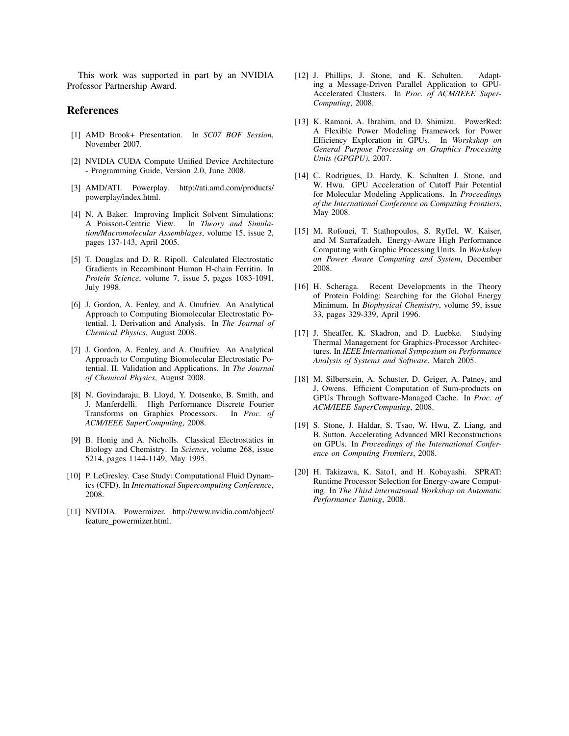This work was supported in part by an NVIDIA Professor Partnership Award.

## References

[1] AMD Brook+ Presentation. In *SC07 BOF Session*, November 2007.

[2] NVIDIA CUDA Compute Unified Device Architecture - Programming Guide, Version 2.0, June 2008.

[3] AMD/ATI. Powerplay. http://ati.amd.com/products/powerplay/index.html.

[4] N. A Baker. Improving Implicit Solvent Simulations: A Poisson-Centric View. In *Theory and Simulation/Macromolecular Assemblages*, volume 15, issue 2, pages 137-143, April 2005.

[5] T. Douglas and D. R. Ripoll. Calculated Electrostatic Gradients in Recombinant Human H-chain Ferritin. In *Protein Science*, volume 7, issue 5, pages 1083-1091, July 1998.

[6] J. Gordon, A. Fenley, and A. Onufriev. An Analytical Approach to Computing Biomolecular Electrostatic Potential. I. Derivation and Analysis. In *The Journal of Chemical Physics*, August 2008.

[7] J. Gordon, A. Fenley, and A. Onufriev. An Analytical Approach to Computing Biomolecular Electrostatic Potential. II. Validation and Applications. In *The Journal of Chemical Physics*, August 2008.

[8] N. Govindaraju, B. Lloyd, Y. Dotsenko, B. Smith, and J. Manferdelli. High Performance Discrete Fourier Transforms on Graphics Processors. In *Proc. of ACM/IEEE SuperComputing*, 2008.

[9] B. Honig and A. Nicholls. Classical Electrostatics in Biology and Chemistry. In *Science*, volume 268, issue 5214, pages 1144-1149, May 1995.

[10] P. LeGresley. Case Study: Computational Fluid Dynamics (CFD). In *International Supercomputing Conference*, 2008.

[11] NVIDIA. Powermizer. http://www.nvidia.com/object/feature_powermizer.html.

[12] J. Phillips, J. Stone, and K. Schulten. Adapting a Message-Driven Parallel Application to GPU-Accelerated Clusters. In *Proc. of ACM/IEEE SuperComputing*, 2008.

[13] K. Ramani, A. Ibrahim, and D. Shimizu. PowerRed: A Flexible Power Modeling Framework for Power Efficiency Exploration in GPUs. In *Worskshop on General Purpose Processing on Graphics Processing Units (GPGPU)*, 2007.

[14] C. Rodrigues, D. Hardy, K. Schulten J. Stone, and W. Hwu. GPU Acceleration of Cutoff Pair Potential for Molecular Modeling Applications. In *Proceedings of the International Conference on Computing Frontiers*, May 2008.

[15] M. Rofouei, T. Stathopoulos, S. Ryffel, W. Kaiser, and M Sarrafzadeh. Energy-Aware High Performance Computing with Graphic Processing Units. In *Workshop on Power Aware Computing and System*, December 2008.

[16] H. Scheraga. Recent Developments in the Theory of Protein Folding: Searching for the Global Energy Minimum. In *Biophysical Chemistry*, volume 59, issue 33, pages 329-339, April 1996.

[17] J. Sheaffer, K. Skadron, and D. Luebke. Studying Thermal Management for Graphics-Processor Architectures. In *IEEE International Symposium on Performance Analysis of Systems and Software*, March 2005.

[18] M. Silberstein, A. Schuster, D. Geiger, A. Patney, and J. Owens. Efficient Computation of Sum-products on GPUs Through Software-Managed Cache. In *Proc. of ACM/IEEE SuperComputing*, 2008.

[19] S. Stone, J. Haldar, S. Tsao, W. Hwu, Z. Liang, and B. Sutton. Accelerating Advanced MRI Reconstructions on GPUs. In *Proceedings of the International Conference on Computing Frontiers*, 2008.

[20] H. Takizawa, K. Sato1, and H. Kobayashi. SPRAT: Runtime Processor Selection for Energy-aware Computing. In *The Third international Workshop on Automatic Performance Tuning*, 2008.